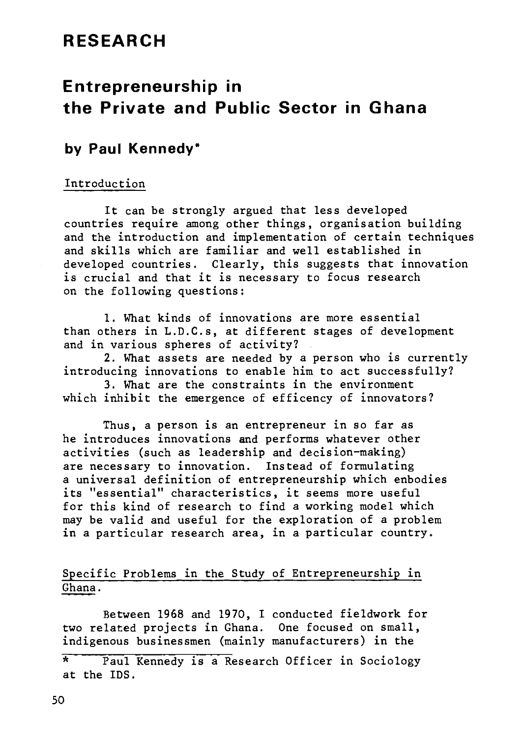# RESEARCH

## Entrepreneurship in the Private and Public Sector in Ghana

### by Paul Kennedy*

Introduction

It can be strongly argued that less developed countries require among other things, organisation building and the introduction and implementation of certain techniques and skills which are familiar and well established in developed countries. Clearly, this suggests that innovation is crucial and that it is necessary to focus research on the following questions:

1. What kinds of innovations are more essential than others in L.D.C.s, at different stages of development and in various spheres of activity?
2. What assets are needed by a person who is currently introducing innovations to enable him to act successfully?
3. What are the constraints in the environment which inhibit the emergence of efficency of innovators?

Thus, a person is an entrepreneur in so far as he introduces innovations and performs whatever other activities (such as leadership and decision-making) are necessary to innovation. Instead of formulating a universal definition of entrepreneurship which enbodies its "essential" characteristics, it seems more useful for this kind of research to find a working model which may be valid and useful for the exploration of a problem in a particular research area, in a particular country.

Specific Problems in the Study of Entrepreneurship in Ghana.

Between 1968 and 1970, I conducted fieldwork for two related projects in Ghana. One focused on small, indigenous businessmen (mainly manufacturers) in the

\* Paul Kennedy is a Research Officer in Sociology at the IDS.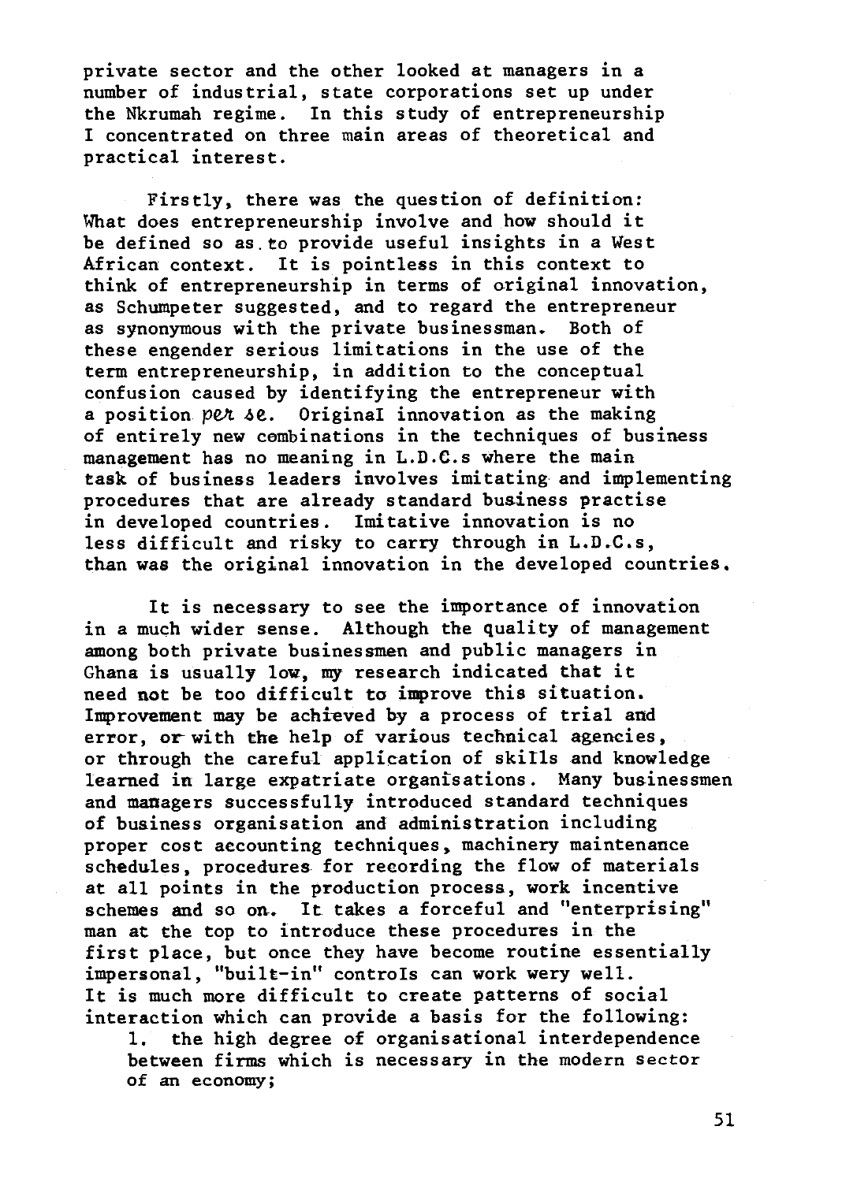private sector and the other looked at managers in a number of industrial, state corporations set up under the Nkrumah regime. In this study of entrepreneurship I concentrated on three main areas of theoretical and practical interest.

Firstly, there was the question of definition: What does entrepreneurship involve and how should it be defined so as to provide useful insights in a West African context. It is pointless in this context to think of entrepreneurship in terms of original innovation, as Schumpeter suggested, and to regard the entrepreneur as synonymous with the private businessman. Both of these engender serious limitations in the use of the term entrepreneurship, in addition to the conceptual confusion caused by identifying the entrepreneur with a position *per se*. Original innovation as the making of entirely new combinations in the techniques of business management has no meaning in L.D.C.s where the main task of business leaders involves imitating and implementing procedures that are already standard business practise in developed countries. Imitative innovation is no less difficult and risky to carry through in L.D.C.s, than was the original innovation in the developed countries.

It is necessary to see the importance of innovation in a much wider sense. Although the quality of management among both private businessmen and public managers in Ghana is usually low, my research indicated that it need not be too difficult to improve this situation. Improvement may be achieved by a process of trial and error, or with the help of various technical agencies, or through the careful application of skills and knowledge learned in large expatriate organisations. Many businessmen and managers successfully introduced standard techniques of business organisation and administration including proper cost accounting techniques, machinery maintenance schedules, procedures for recording the flow of materials at all points in the production process, work incentive schemes and so on. It takes a forceful and "enterprising" man at the top to introduce these procedures in the first place, but once they have become routine essentially impersonal, "built-in" controls can work wery well. It is much more difficult to create patterns of social interaction which can provide a basis for the following:

1. the high degree of organisational interdependence between firms which is necessary in the modern sector of an economy;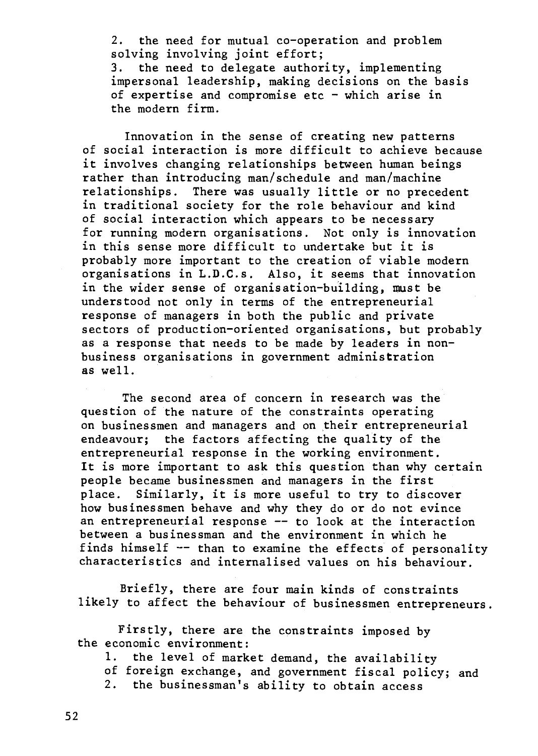2. the need for mutual co-operation and problem solving involving joint effort;
3. the need to delegate authority, implementing impersonal leadership, making decisions on the basis of expertise and compromise etc - which arise in the modern firm.

Innovation in the sense of creating new patterns of social interaction is more difficult to achieve because it involves changing relationships between human beings rather than introducing man/schedule and man/machine relationships. There was usually little or no precedent in traditional society for the role behaviour and kind of social interaction which appears to be necessary for running modern organisations. Not only is innovation in this sense more difficult to undertake but it is probably more important to the creation of viable modern organisations in L.D.C.s. Also, it seems that innovation in the wider sense of organisation-building, must be understood not only in terms of the entrepreneurial response of managers in both the public and private sectors of production-oriented organisations, but probably as a response that needs to be made by leaders in non-business organisations in government administration as well.

The second area of concern in research was the question of the nature of the constraints operating on businessmen and managers and on their entrepreneurial endeavour; the factors affecting the quality of the entrepreneurial response in the working environment. It is more important to ask this question than why certain people became businessmen and managers in the first place. Similarly, it is more useful to try to discover how businessmen behave and why they do or do not evince an entrepreneurial response -- to look at the interaction between a businessman and the environment in which he finds himself -- than to examine the effects of personality characteristics and internalised values on his behaviour.

Briefly, there are four main kinds of constraints likely to affect the behaviour of businessmen entrepreneurs.

Firstly, there are the constraints imposed by the economic environment:

1. the level of market demand, the availability of foreign exchange, and government fiscal policy; and
2. the businessman's ability to obtain access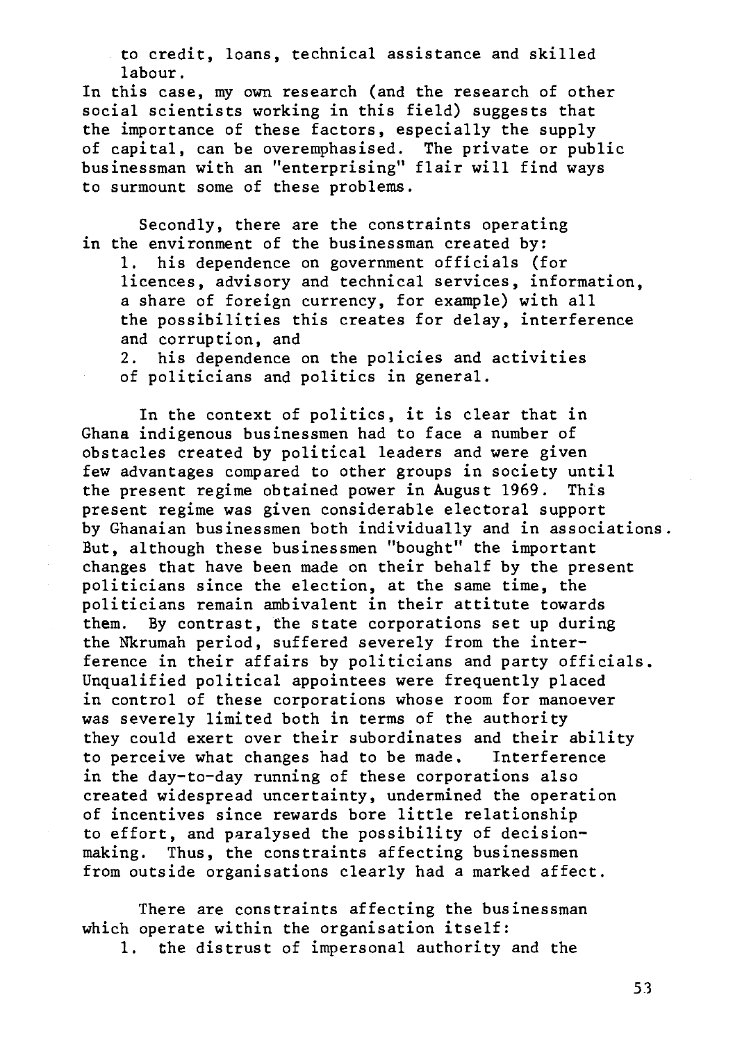to credit, loans, technical assistance and skilled labour.

In this case, my own research (and the research of other social scientists working in this field) suggests that the importance of these factors, especially the supply of capital, can be overemphasised. The private or public businessman with an "enterprising" flair will find ways to surmount some of these problems.

Secondly, there are the constraints operating in the environment of the businessman created by:

1. his dependence on government officials (for licences, advisory and technical services, information, a share of foreign currency, for example) with all the possibilities this creates for delay, interference and corruption, and
2. his dependence on the policies and activities of politicians and politics in general.

In the context of politics, it is clear that in Ghana indigenous businessmen had to face a number of obstacles created by political leaders and were given few advantages compared to other groups in society until the present regime obtained power in August 1969. This present regime was given considerable electoral support by Ghanaian businessmen both individually and in associations. But, although these businessmen "bought" the important changes that have been made on their behalf by the present politicians since the election, at the same time, the politicians remain ambivalent in their attitute towards them. By contrast, the state corporations set up during the Nkrumah period, suffered severely from the interference in their affairs by politicians and party officials. Unqualified political appointees were frequently placed in control of these corporations whose room for manoever was severely limited both in terms of the authority they could exert over their subordinates and their ability to perceive what changes had to be made. Interference in the day-to-day running of these corporations also created widespread uncertainty, undermined the operation of incentives since rewards bore little relationship to effort, and paralysed the possibility of decision-making. Thus, the constraints affecting businessmen from outside organisations clearly had a marked affect.

There are constraints affecting the businessman which operate within the organisation itself:

1. the distrust of impersonal authority and the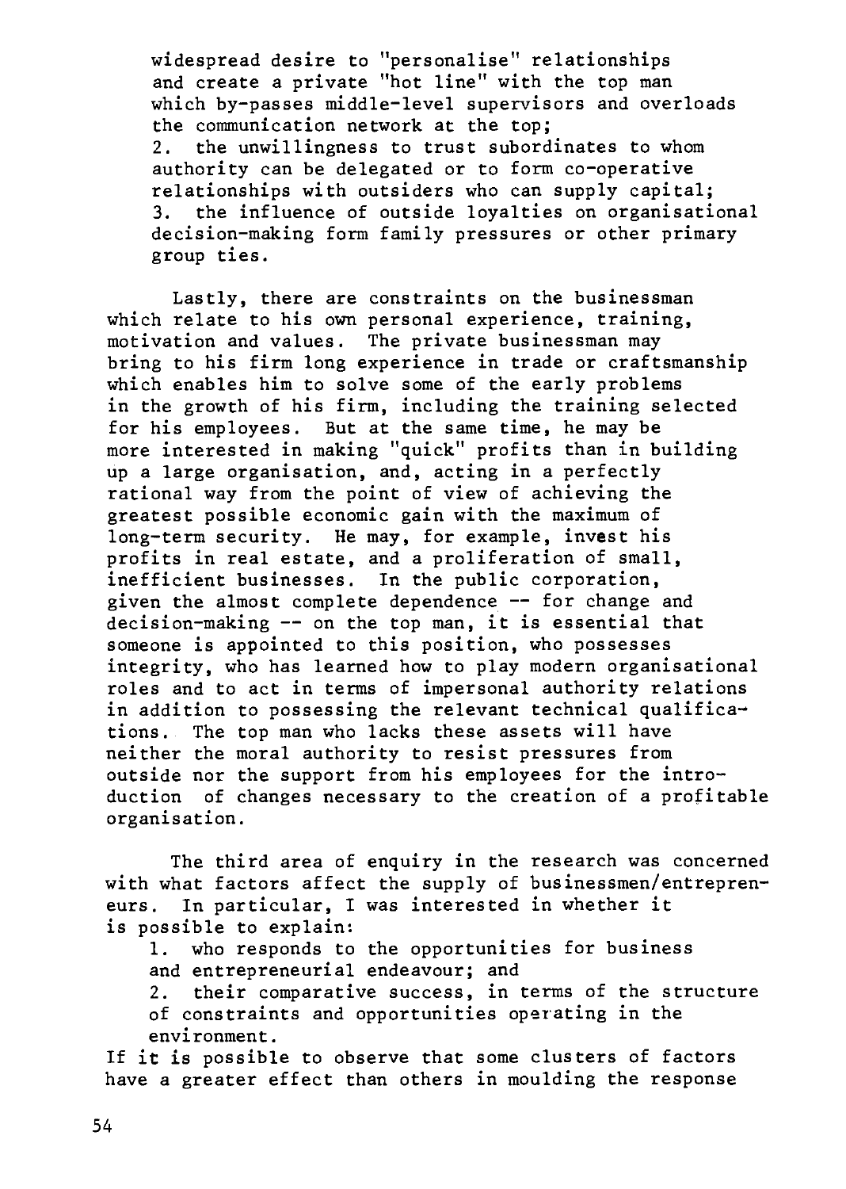widespread desire to "personalise" relationships and create a private "hot line" with the top man which by-passes middle-level supervisors and overloads the communication network at the top;

2. the unwillingness to trust subordinates to whom authority can be delegated or to form co-operative relationships with outsiders who can supply capital;

3. the influence of outside loyalties on organisational decision-making form family pressures or other primary group ties.

Lastly, there are constraints on the businessman which relate to his own personal experience, training, motivation and values. The private businessman may bring to his firm long experience in trade or craftsmanship which enables him to solve some of the early problems in the growth of his firm, including the training selected for his employees. But at the same time, he may be more interested in making "quick" profits than in building up a large organisation, and, acting in a perfectly rational way from the point of view of achieving the greatest possible economic gain with the maximum of long-term security. He may, for example, invest his profits in real estate, and a proliferation of small, inefficient businesses. In the public corporation, given the almost complete dependence -- for change and decision-making -- on the top man, it is essential that someone is appointed to this position, who possesses integrity, who has learned how to play modern organisational roles and to act in terms of impersonal authority relations in addition to possessing the relevant technical qualifications. The top man who lacks these assets will have neither the moral authority to resist pressures from outside nor the support from his employees for the introduction of changes necessary to the creation of a profitable organisation.

The third area of enquiry in the research was concerned with what factors affect the supply of businessmen/entrepreneurs. In particular, I was interested in whether it is possible to explain:

1. who responds to the opportunities for business and entrepreneurial endeavour; and
2. their comparative success, in terms of the structure of constraints and opportunities operating in the environment.

If it is possible to observe that some clusters of factors have a greater effect than others in moulding the response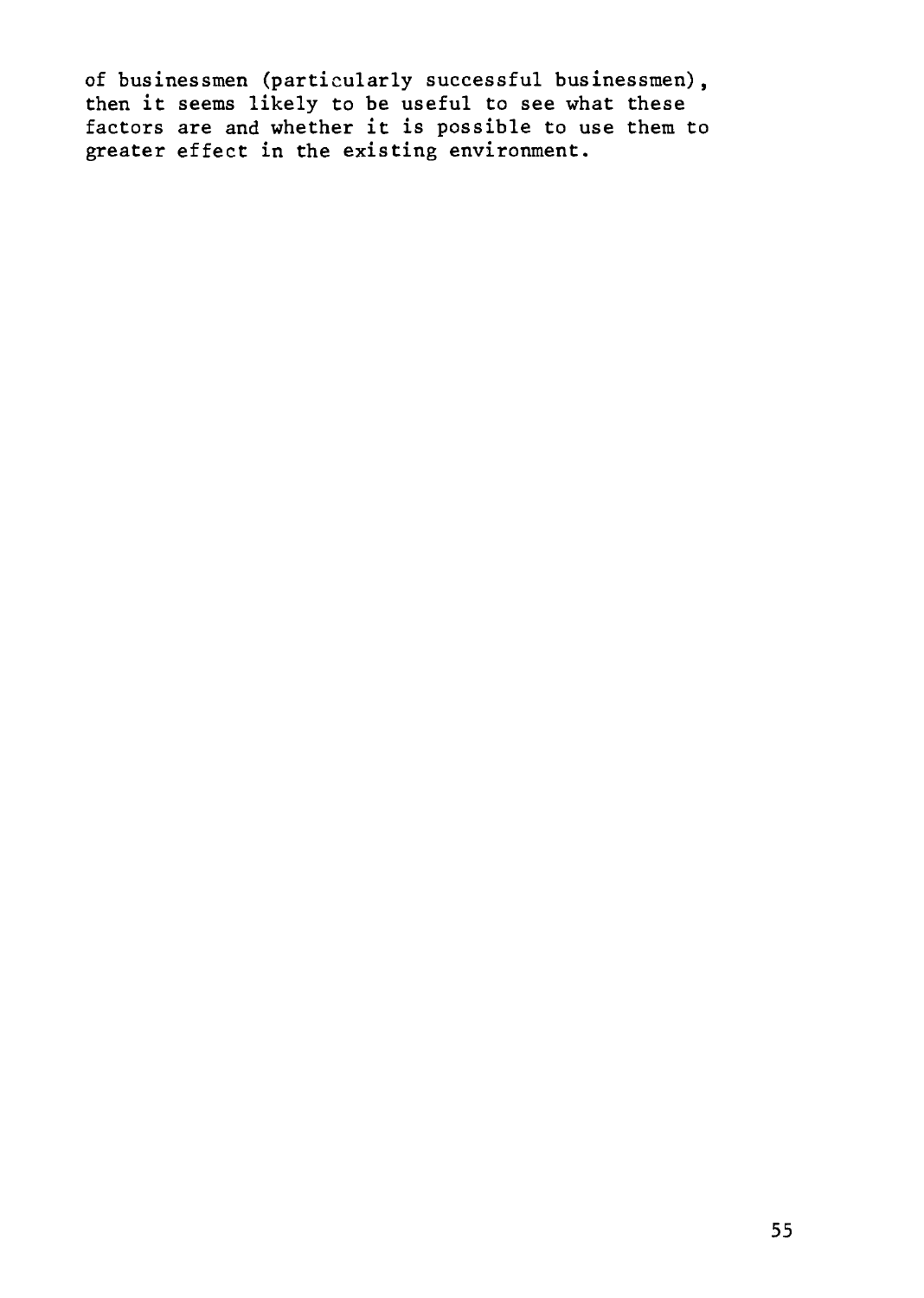of businessmen (particularly successful businessmen), then it seems likely to be useful to see what these factors are and whether it is possible to use them to greater effect in the existing environment.